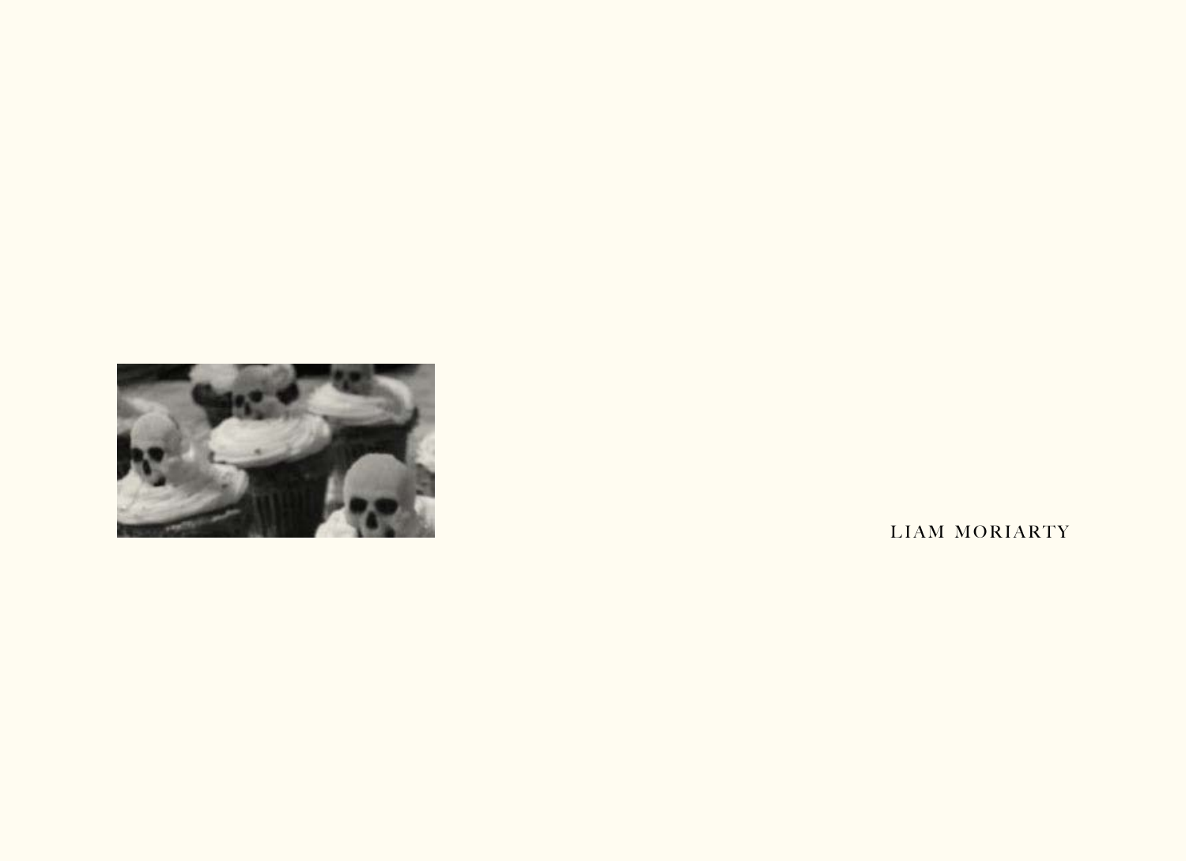LIAM MORIARTY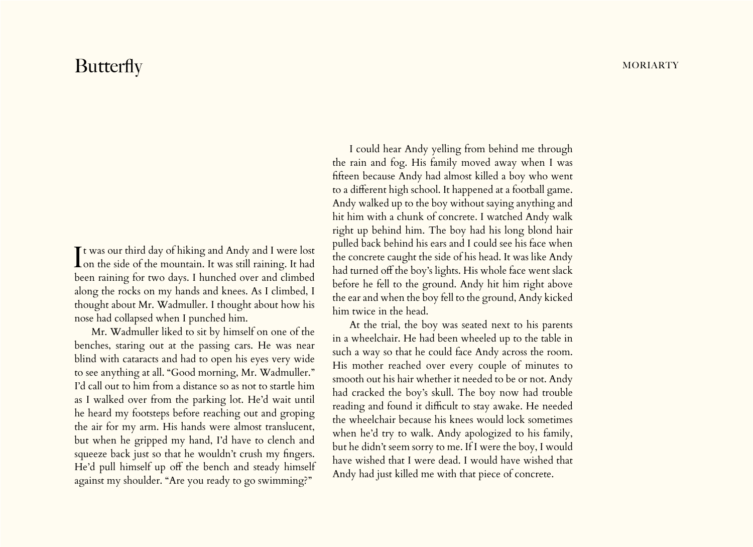# Butterfly

It was our third day of hiking and Andy and I were lost on the side of the mountain. It was still raining. It had been raining for two days. I hunched over and climbed along the rocks on my hands and knees. As I climbed, I thought about Mr. Wadmuller. I thought about how his nose had collapsed when I punched him.

Mr. Wadmuller liked to sit by himself on one of the benches, staring out at the passing cars. He was near blind with cataracts and had to open his eyes very wide to see anything at all. "Good morning, Mr. Wadmuller." I'd call out to him from a distance so as not to startle him as I walked over from the parking lot. He'd wait until he heard my footsteps before reaching out and groping the air for my arm. His hands were almost translucent, but when he gripped my hand, I'd have to clench and squeeze back just so that he wouldn't crush my fingers. He'd pull himself up off the bench and steady himself against my shoulder. "Are you ready to go swimming?"

I could hear Andy yelling from behind me through the rain and fog. His family moved away when I was fifteen because Andy had almost killed a boy who went to a different high school. It happened at a football game. Andy walked up to the boy without saying anything and hit him with a chunk of concrete. I watched Andy walk right up behind him. The boy had his long blond hair pulled back behind his ears and I could see his face when the concrete caught the side of his head. It was like Andy had turned off the boy's lights. His whole face went slack before he fell to the ground. Andy hit him right above the ear and when the boy fell to the ground, Andy kicked him twice in the head.

At the trial, the boy was seated next to his parents in a wheelchair. He had been wheeled up to the table in such a way so that he could face Andy across the room. His mother reached over every couple of minutes to smooth out his hair whether it needed to be or not. Andy had cracked the boy's skull. The boy now had trouble reading and found it difficult to stay awake. He needed the wheelchair because his knees would lock sometimes when he'd try to walk. Andy apologized to his family, but he didn't seem sorry to me. If I were the boy, I would have wished that I were dead. I would have wished that Andy had just killed me with that piece of concrete.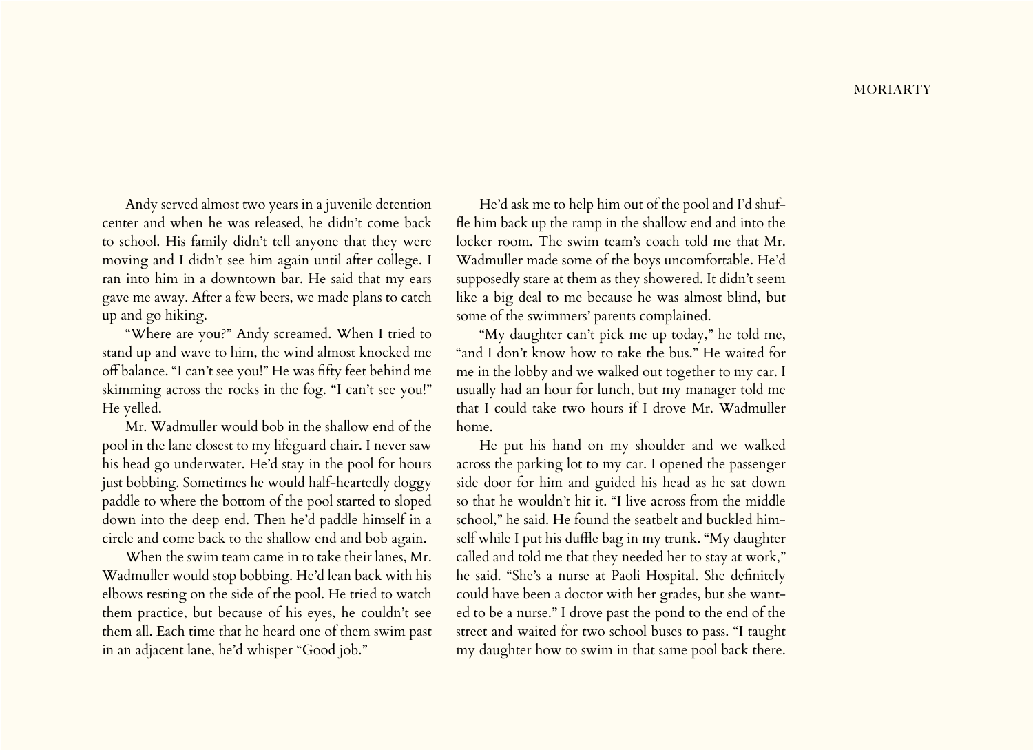Andy served almost two years in a juvenile detention center and when he was released, he didn't come back to school. His family didn't tell anyone that they were moving and I didn't see him again until after college. I ran into him in a downtown bar. He said that my ears gave me away. After a few beers, we made plans to catch up and go hiking.

"Where are you?" Andy screamed. When I tried to stand up and wave to him, the wind almost knocked me off balance. "I can't see you!" He was fifty feet behind me skimming across the rocks in the fog. "I can't see you!" He yelled.

Mr. Wadmuller would bob in the shallow end of the pool in the lane closest to my lifeguard chair. I never saw his head go underwater. He'd stay in the pool for hours just bobbing. Sometimes he would half-heartedly doggy paddle to where the bottom of the pool started to sloped down into the deep end. Then he'd paddle himself in a circle and come back to the shallow end and bob again.

When the swim team came in to take their lanes, Mr. Wadmuller would stop bobbing. He'd lean back with his elbows resting on the side of the pool. He tried to watch them practice, but because of his eyes, he couldn't see them all. Each time that he heard one of them swim past in an adjacent lane, he'd whisper "Good job."

He'd ask me to help him out of the pool and I'd shuffle him back up the ramp in the shallow end and into the locker room. The swim team's coach told me that Mr. Wadmuller made some of the boys uncomfortable. He'd supposedly stare at them as they showered. It didn't seem like a big deal to me because he was almost blind, but some of the swimmers' parents complained.

"My daughter can't pick me up today," he told me, "and I don't know how to take the bus." He waited for me in the lobby and we walked out together to my car. I usually had an hour for lunch, but my manager told me that I could take two hours if I drove Mr. Wadmuller home.

He put his hand on my shoulder and we walked across the parking lot to my car. I opened the passenger side door for him and guided his head as he sat down so that he wouldn't hit it. "I live across from the middle school," he said. He found the seatbelt and buckled himself while I put his duffle bag in my trunk. "My daughter called and told me that they needed her to stay at work," he said. "She's a nurse at Paoli Hospital. She definitely could have been a doctor with her grades, but she wanted to be a nurse." I drove past the pond to the end of the street and waited for two school buses to pass. "I taught my daughter how to swim in that same pool back there.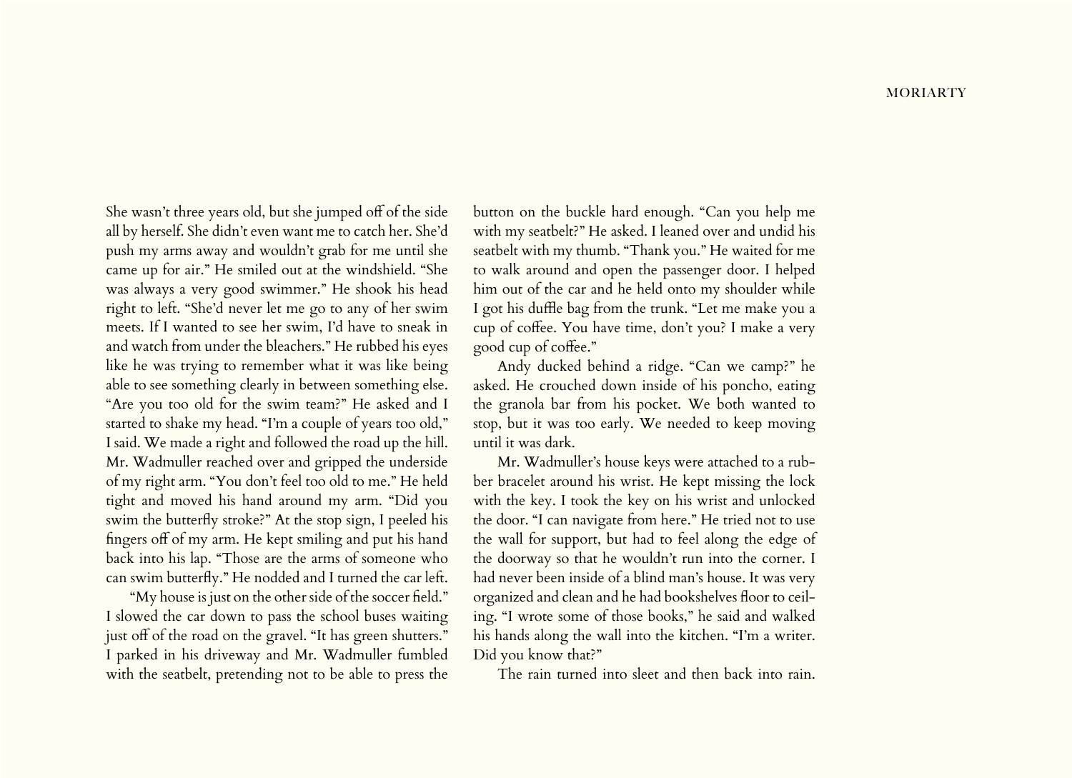She wasn't three years old, but she jumped off of the side all by herself. She didn't even want me to catch her. She'd push my arms away and wouldn't grab for me until she came up for air." He smiled out at the windshield. "She was always a very good swimmer." He shook his head right to left. "She'd never let me go to any of her swim meets. If I wanted to see her swim, I'd have to sneak in and watch from under the bleachers." He rubbed his eyes like he was trying to remember what it was like being able to see something clearly in between something else. "Are you too old for the swim team?" He asked and I started to shake my head. "I'm a couple of years too old," I said. We made a right and followed the road up the hill. Mr. Wadmuller reached over and gripped the underside of my right arm. "You don't feel too old to me." He held tight and moved his hand around my arm. "Did you swim the butterfly stroke?" At the stop sign, I peeled his fingers off of my arm. He kept smiling and put his hand back into his lap. "Those are the arms of someone who can swim butterfly." He nodded and I turned the car left.

"My house is just on the other side of the soccer field." I slowed the car down to pass the school buses waiting just off of the road on the gravel. "It has green shutters." I parked in his driveway and Mr. Wadmuller fumbled with the seatbelt, pretending not to be able to press the button on the buckle hard enough. "Can you help me with my seatbelt?" He asked. I leaned over and undid his seatbelt with my thumb. "Thank you." He waited for me to walk around and open the passenger door. I helped him out of the car and he held onto my shoulder while I got his duffle bag from the trunk. "Let me make you a cup of coffee. You have time, don't you? I make a very good cup of coffee."

Andy ducked behind a ridge. "Can we camp?" he asked. He crouched down inside of his poncho, eating the granola bar from his pocket. We both wanted to stop, but it was too early. We needed to keep moving until it was dark.

Mr. Wadmuller's house keys were attached to a rubber bracelet around his wrist. He kept missing the lock with the key. I took the key on his wrist and unlocked the door. "I can navigate from here." He tried not to use the wall for support, but had to feel along the edge of the doorway so that he wouldn't run into the corner. I had never been inside of a blind man's house. It was very organized and clean and he had bookshelves floor to ceiling. "I wrote some of those books," he said and walked his hands along the wall into the kitchen. "I'm a writer. Did you know that?"

The rain turned into sleet and then back into rain.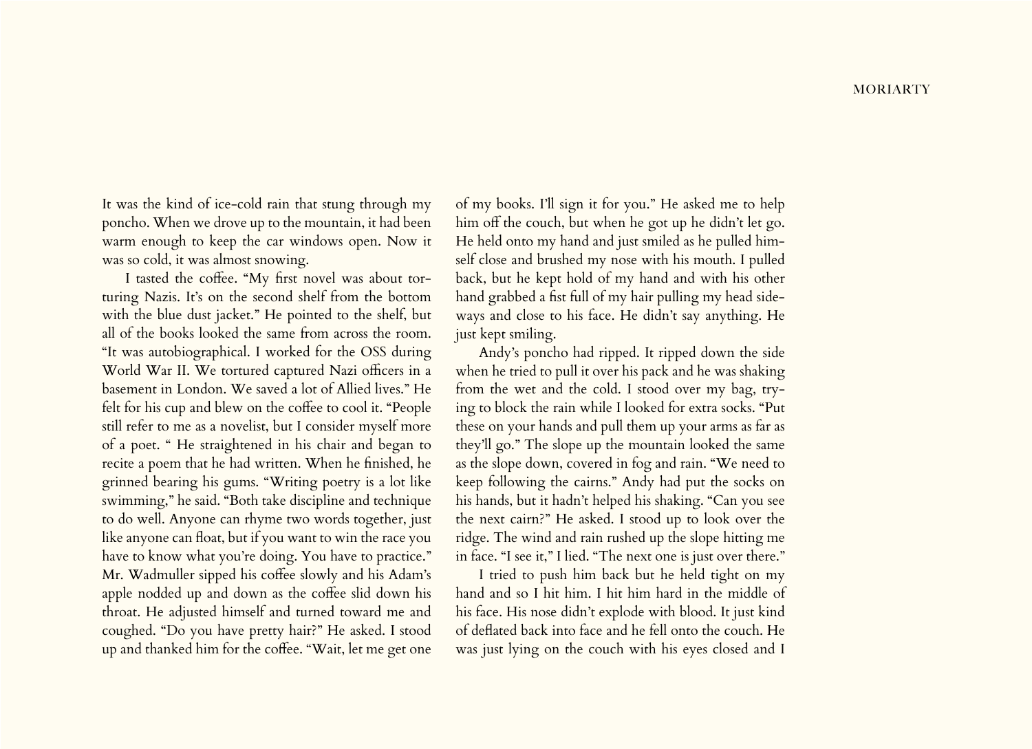It was the kind of ice-cold rain that stung through my poncho. When we drove up to the mountain, it had been warm enough to keep the car windows open. Now it was so cold, it was almost snowing.

I tasted the coffee. "My first novel was about torturing Nazis. It's on the second shelf from the bottom with the blue dust jacket." He pointed to the shelf, but all of the books looked the same from across the room. "It was autobiographical. I worked for the OSS during World War II. We tortured captured Nazi officers in a basement in London. We saved a lot of Allied lives." He felt for his cup and blew on the coffee to cool it. "People still refer to me as a novelist, but I consider myself more of a poet. " He straightened in his chair and began to recite a poem that he had written. When he finished, he grinned bearing his gums. "Writing poetry is a lot like swimming," he said. "Both take discipline and technique to do well. Anyone can rhyme two words together, just like anyone can float, but if you want to win the race you have to know what you're doing. You have to practice." Mr. Wadmuller sipped his coffee slowly and his Adam's apple nodded up and down as the coffee slid down his throat. He adjusted himself and turned toward me and coughed. "Do you have pretty hair?" He asked. I stood up and thanked him for the coffee. "Wait, let me get one of my books. I'll sign it for you." He asked me to help him off the couch, but when he got up he didn't let go. He held onto my hand and just smiled as he pulled himself close and brushed my nose with his mouth. I pulled back, but he kept hold of my hand and with his other hand grabbed a fist full of my hair pulling my head sideways and close to his face. He didn't say anything. He just kept smiling.

Andy's poncho had ripped. It ripped down the side when he tried to pull it over his pack and he was shaking from the wet and the cold. I stood over my bag, trying to block the rain while I looked for extra socks. "Put these on your hands and pull them up your arms as far as they'll go." The slope up the mountain looked the same as the slope down, covered in fog and rain. "We need to keep following the cairns." Andy had put the socks on his hands, but it hadn't helped his shaking. "Can you see the next cairn?" He asked. I stood up to look over the ridge. The wind and rain rushed up the slope hitting me in face. "I see it," I lied. "The next one is just over there."

I tried to push him back but he held tight on my hand and so I hit him. I hit him hard in the middle of his face. His nose didn't explode with blood. It just kind of deflated back into face and he fell onto the couch. He was just lying on the couch with his eyes closed and I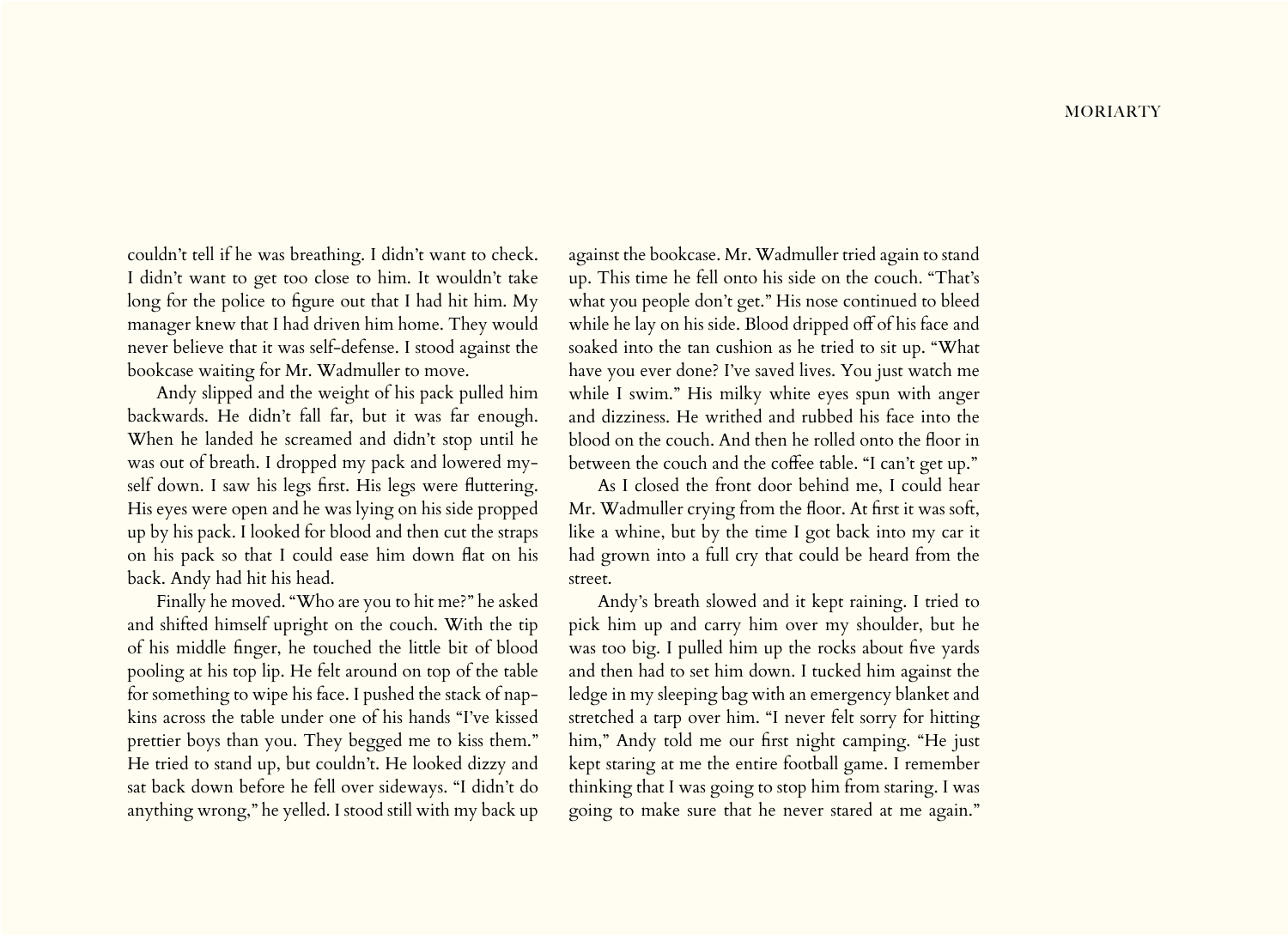couldn't tell if he was breathing. I didn't want to check. I didn't want to get too close to him. It wouldn't take long for the police to figure out that I had hit him. My manager knew that I had driven him home. They would never believe that it was self-defense. I stood against the bookcase waiting for Mr. Wadmuller to move.

Andy slipped and the weight of his pack pulled him backwards. He didn't fall far, but it was far enough. When he landed he screamed and didn't stop until he was out of breath. I dropped my pack and lowered myself down. I saw his legs first. His legs were fluttering. His eyes were open and he was lying on his side propped up by his pack. I looked for blood and then cut the straps on his pack so that I could ease him down flat on his back. Andy had hit his head.

Finally he moved. "Who are you to hit me?" he asked and shifted himself upright on the couch. With the tip of his middle finger, he touched the little bit of blood pooling at his top lip. He felt around on top of the table for something to wipe his face. I pushed the stack of napkins across the table under one of his hands "I've kissed prettier boys than you. They begged me to kiss them." He tried to stand up, but couldn't. He looked dizzy and sat back down before he fell over sideways. "I didn't do anything wrong," he yelled. I stood still with my back up against the bookcase. Mr. Wadmuller tried again to stand up. This time he fell onto his side on the couch. "That's what you people don't get." His nose continued to bleed while he lay on his side. Blood dripped off of his face and soaked into the tan cushion as he tried to sit up. "What have you ever done? I've saved lives. You just watch me while I swim." His milky white eyes spun with anger and dizziness. He writhed and rubbed his face into the blood on the couch. And then he rolled onto the floor in between the couch and the coffee table. "I can't get up."

As I closed the front door behind me, I could hear Mr. Wadmuller crying from the floor. At first it was soft, like a whine, but by the time I got back into my car it had grown into a full cry that could be heard from the street.

Andy's breath slowed and it kept raining. I tried to pick him up and carry him over my shoulder, but he was too big. I pulled him up the rocks about five yards and then had to set him down. I tucked him against the ledge in my sleeping bag with an emergency blanket and stretched a tarp over him. "I never felt sorry for hitting him," Andy told me our first night camping. "He just kept staring at me the entire football game. I remember thinking that I was going to stop him from staring. I was going to make sure that he never stared at me again."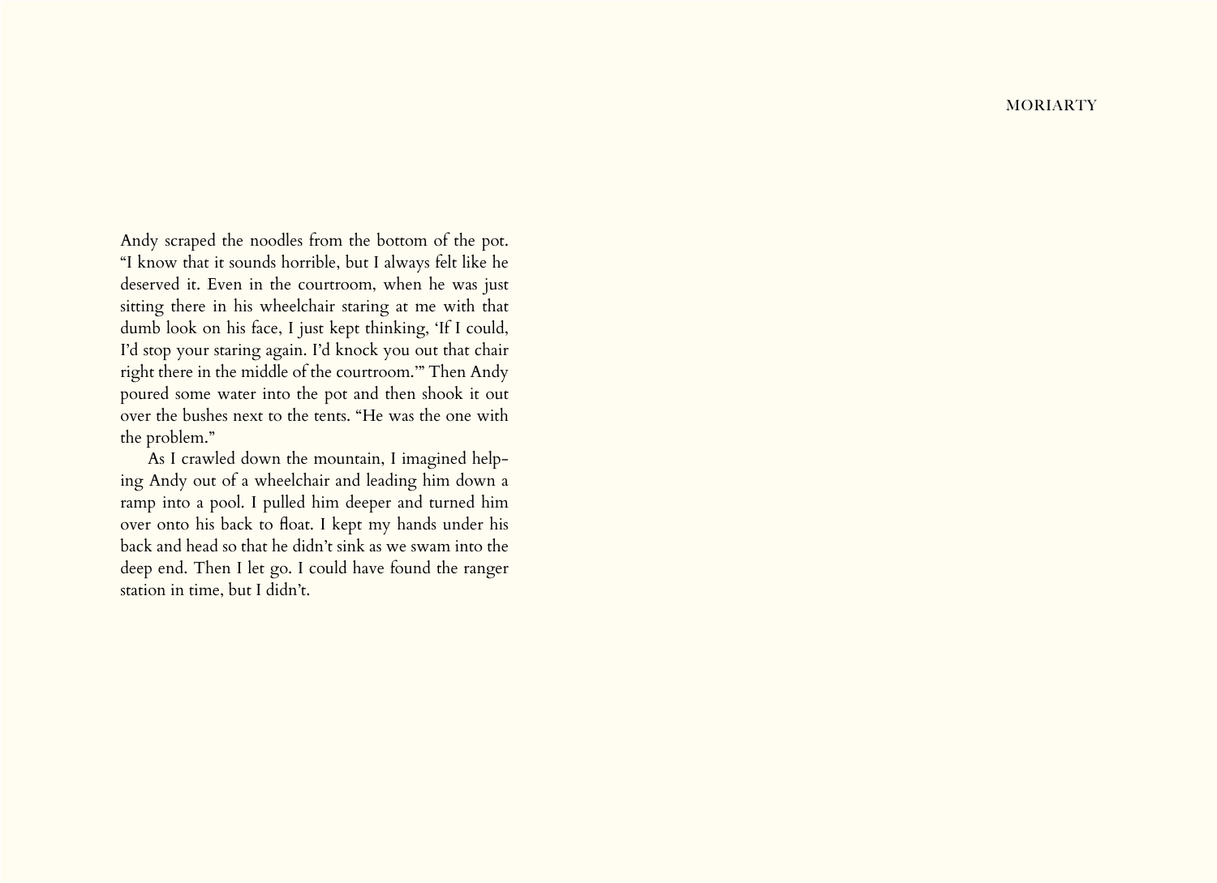Andy scraped the noodles from the bottom of the pot. "I know that it sounds horrible, but I always felt like he deserved it. Even in the courtroom, when he was just sitting there in his wheelchair staring at me with that dumb look on his face, I just kept thinking, 'If I could, I'd stop your staring again. I'd knock you out that chair right there in the middle of the courtroom.'" Then Andy poured some water into the pot and then shook it out over the bushes next to the tents. "He was the one with the problem."

As I crawled down the mountain, I imagined helping Andy out of a wheelchair and leading him down a ramp into a pool. I pulled him deeper and turned him over onto his back to float. I kept my hands under his back and head so that he didn't sink as we swam into the deep end. Then I let go. I could have found the ranger station in time, but I didn't.